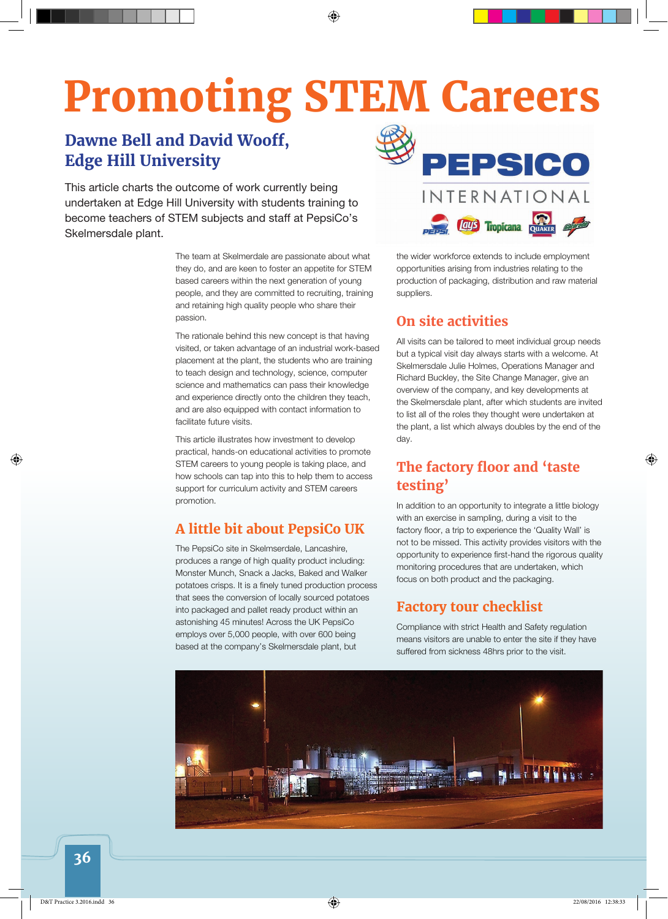# Promoting STEM Careers

## Dawne Bell and David Wooff, Edge Hill University

This article charts the outcome of work currently being undertaken at Edge Hill University with students training to become teachers of STEM subjects and staff at PepsiCo's Skelmersdale plant.

The team at Skelmerdale are passionate about what they do, and are keen to foster an appetite for STEM based careers within the next generation of young people, and they are committed to recruiting, training and retaining high quality people who share their passion.

The rationale behind this new concept is that having visited, or taken advantage of an industrial work-based placement at the plant, the students who are training to teach design and technology, science, computer science and mathematics can pass their knowledge and experience directly onto the children they teach, and are also equipped with contact information to facilitate future visits.

This article illustrates how investment to develop practical, hands-on educational activities to promote STEM careers to young people is taking place, and how schools can tap into this to help them to access support for curriculum activity and STEM careers promotion.

## A little bit about PepsiCo UK

The PepsiCo site in Skelmsersdale, Lancashire, produces a range of high quality product including: Monster Munch, Snack a Jacks, Baked and Walker potatoes crisps. It is a finely tuned production process that sees the conversion of locally sourced potatoes into packaged and pallet ready product within an astonishing 45 minutes! Across the UK PepsiCo employs over 5,000 people, with over 600 being based at the company's Skelmersdale plant, but the wider workforce extends to include employment opportunities arising from industries relating to the production of packaging, distribution and raw material suppliers.

## On site activities

All visits can be tailored to meet individual group needs but a typical visit day always starts with a welcome. At Skelmersdale Julie Holmes, Operations Manager and Richard Buckley, the Site Change Manager, give an overview of the company, and key developments at the Skelmersdale plant, after which students are invited to list all of the roles they thought were undertaken at the plant, a list which always doubles by the end of the day.

## The factory floor and 'taste testing'

In addition to an opportunity to integrate a little biology with an exercise in sampling, during a visit to the factory floor, a trip to experience the 'Quality Wall' is not to be missed. This activity provides visitors with the opportunity to experience first-hand the rigorous quality monitoring procedures that are undertaken, which focus on both product and the packaging.

## Factory tour checklist

Compliance with strict Health and Safety regulation means visitors are unable to enter the site if they have suffered from sickness 48hrs prior to the visit.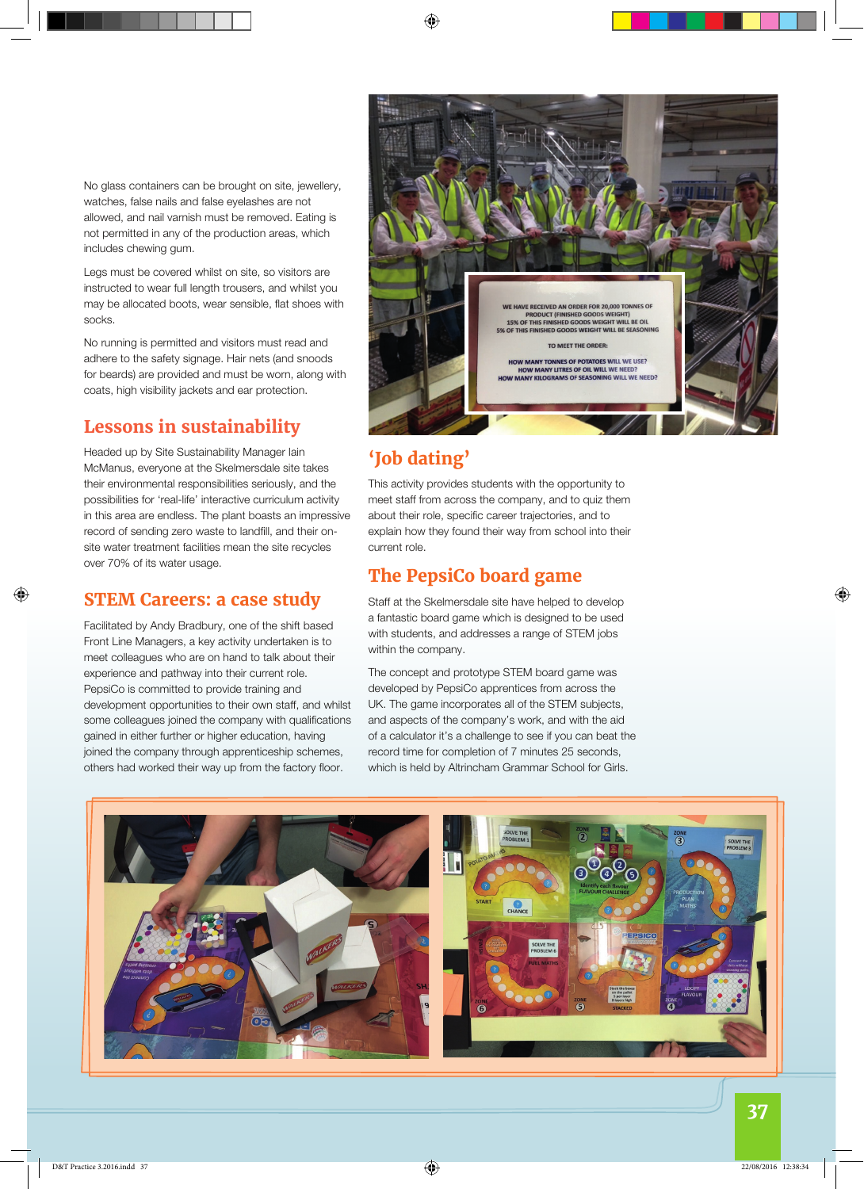No glass containers can be brought on site, jewellery, watches, false nails and false eyelashes are not allowed, and nail varnish must be removed. Eating is not permitted in any of the production areas, which includes chewing gum.

Legs must be covered whilst on site, so visitors are instructed to wear full length trousers, and whilst you may be allocated boots, wear sensible, flat shoes with socks.

No running is permitted and visitors must read and adhere to the safety signage. Hair nets (and snoods for beards) are provided and must be worn, along with coats, high visibility jackets and ear protection.

## Lessons in sustainability

Headed up by Site Sustainability Manager Iain McManus, everyone at the Skelmersdale site takes their environmental responsibilities seriously, and the possibilities for 'real-life' interactive curriculum activity in this area are endless. The plant boasts an impressive record of sending zero waste to landfill, and their on-site water treatment facilities mean the site recycles over 70% of its water usage.

## STEM Careers: a case study

Facilitated by Andy Bradbury, one of the shift based Front Line Managers, a key activity undertaken is to meet colleagues who are on hand to talk about their experience and pathway into their current role. PepsiCo is committed to provide training and development opportunities to their own staff, and whilst some colleagues joined the company with qualifications gained in either further or higher education, having joined the company through apprenticeship schemes, others had worked their way up from the factory floor.

## 'Job dating'

This activity provides students with the opportunity to meet staff from across the company, and to quiz them about their role, specific career trajectories, and to explain how they found their way from school into their current role.

## The PepsiCo board game

Staff at the Skelmersdale site have helped to develop a fantastic board game which is designed to be used with students, and addresses a range of STEM jobs within the company.

The concept and prototype STEM board game was developed by PepsiCo apprentices from across the UK. The game incorporates all of the STEM subjects, and aspects of the company's work, and with the aid of a calculator it's a challenge to see if you can beat the record time for completion of 7 minutes 25 seconds, which is held by Altrincham Grammar School for Girls.